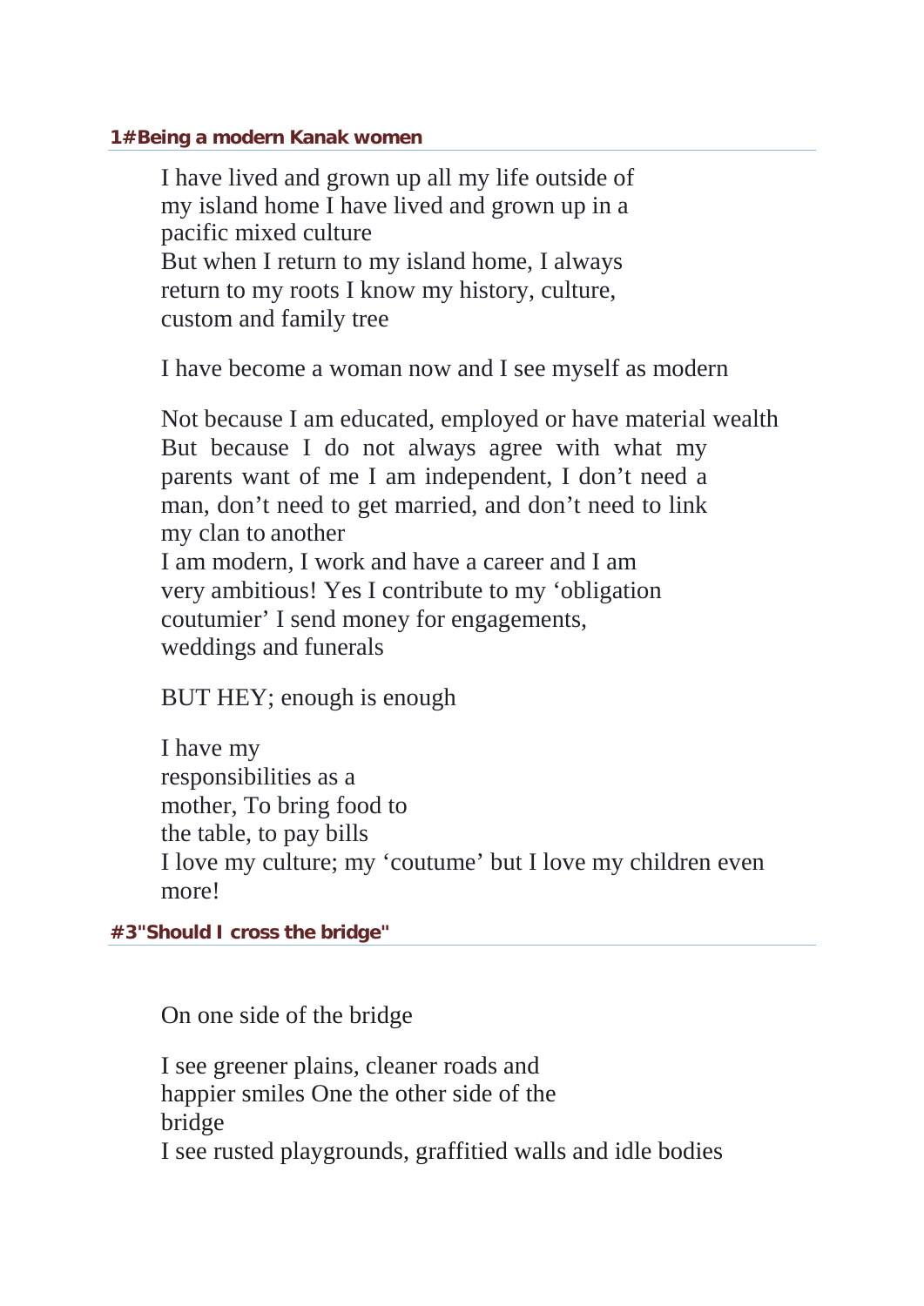### 1#Being a modern Kanak women

I have lived and grown up all my life outside of my island home I have lived and grown up in a pacific mixed culture
But when I return to my island home, I always return to my roots I know my history, culture, custom and family tree

I have become a woman now and I see myself as modern

Not because I am educated, employed or have material wealth
But because I do not always agree with what my parents want of me I am independent, I don't need a man, don't need to get married, and don't need to link my clan to another
I am modern, I work and have a career and I am very ambitious! Yes I contribute to my 'obligation coutumier' I send money for engagements, weddings and funerals

BUT HEY; enough is enough

I have my
responsibilities as a
mother, To bring food to
the table, to pay bills
I love my culture; my 'coutume' but I love my children even more!

### #3"Should I cross the bridge"

On one side of the bridge

I see greener plains, cleaner roads and happier smiles One the other side of the bridge
I see rusted playgrounds, graffitied walls and idle bodies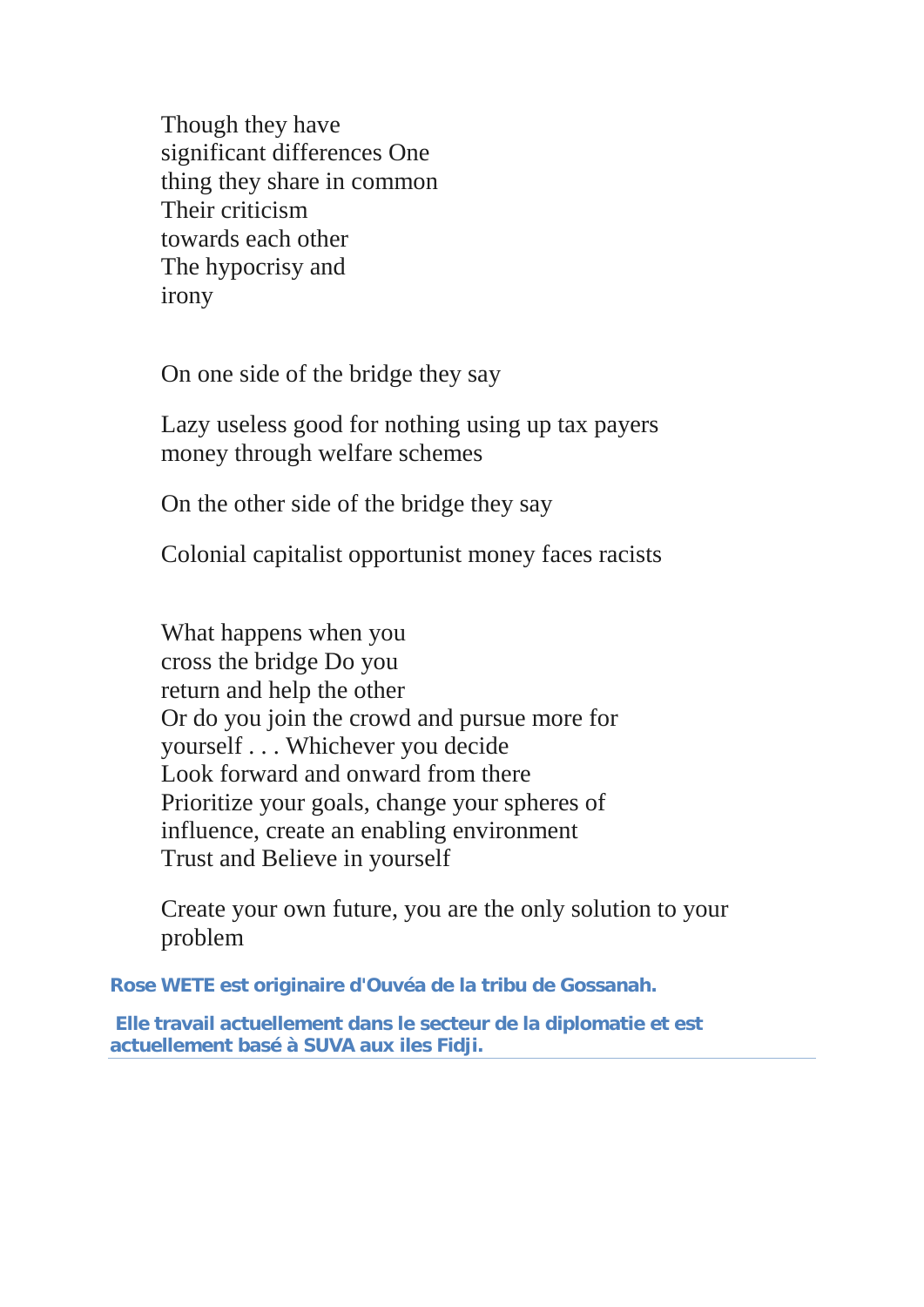Though they have  
significant differences One  
thing they share in common  
Their criticism  
towards each other  
The hypocrisy and  
irony

On one side of the bridge they say

Lazy useless good for nothing using up tax payers  
money through welfare schemes

On the other side of the bridge they say

Colonial capitalist opportunist money faces racists

What happens when you  
cross the bridge Do you  
return and help the other  
Or do you join the crowd and pursue more for  
yourself . . . Whichever you decide  
Look forward and onward from there  
Prioritize your goals, change your spheres of  
influence, create an enabling environment  
Trust and Believe in yourself

Create your own future, you are the only solution to your  
problem

**Rose WETE est originaire d'Ouvéa de la tribu de Gossanah.**

**Elle travail actuellement dans le secteur de la diplomatie et est actuellement basé à SUVA aux iles Fidji.**